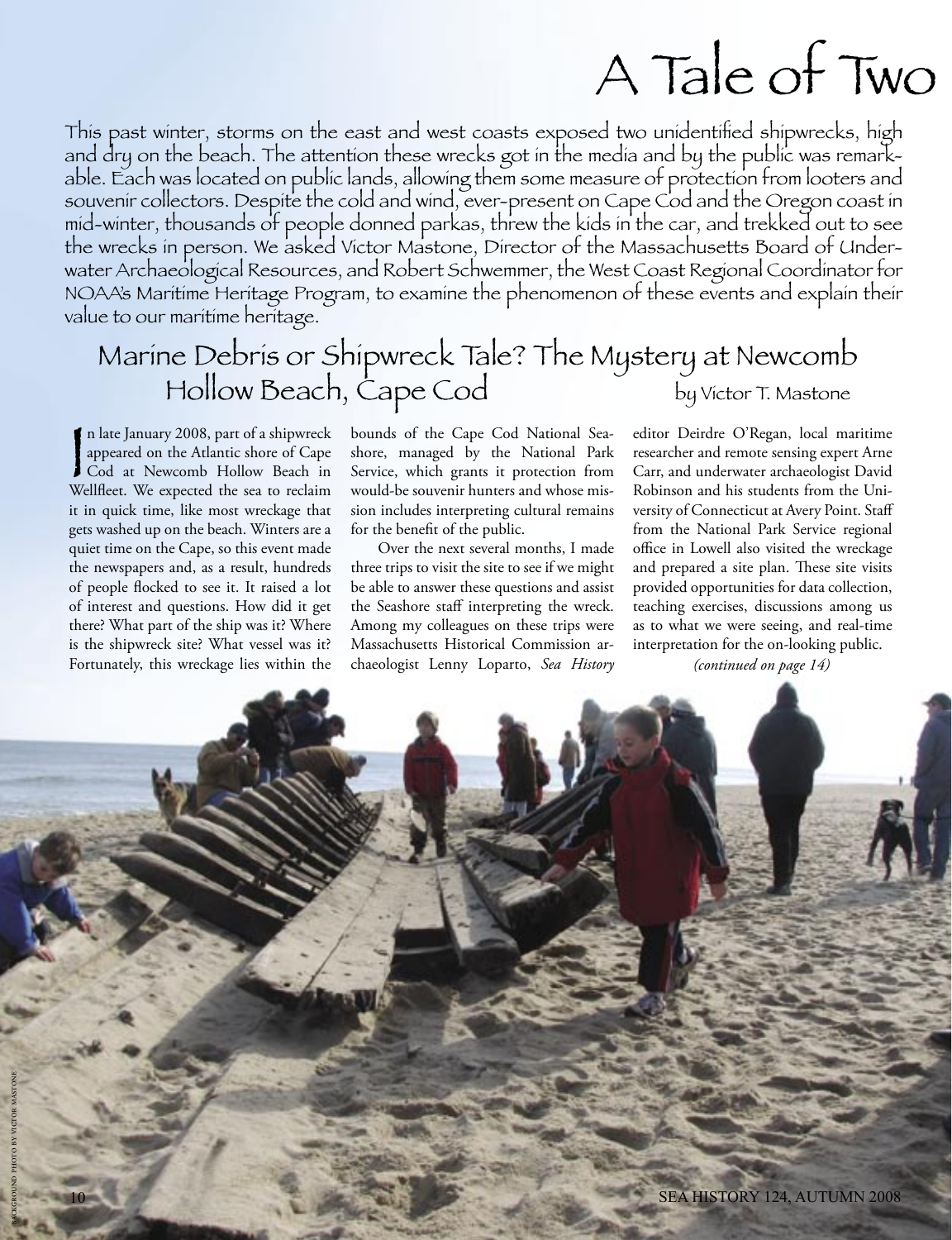# A Tale of Two

This past winter, storms on the east and west coasts exposed two unidentified shipwrecks, high and dry on the beach. The attention these wrecks got in the media and by the public was remarkable. Each was located on public lands, allowing them some measure of protection from looters and souvenir collectors. Despite the cold and wind, ever-present on Cape Cod and the Oregon coast in mid-winter, thousands of people donned parkas, threw the kids in the car, and trekked out to see the wrecks in person. We asked Victor Mastone, Director of the Massachusetts Board of Underwater Archaeological Resources, and Robert Schwemmer, the West Coast Regional Coordinator for NOAA's Maritime Heritage Program, to examine the phenomenon of these events and explain their value to our maritime heritage.

## Marine Debris or Shipwreck Tale? The Mystery at Newcomb Hollow Beach, Cape Cod

by Victor T. Mastone

In late January 2008, part of a shipwreck appeared on the Atlantic shore of Cape Cod at Newcomb Hollow Beach in Wellfleet. We expected the sea to reclaim it in quick time, like most wreckage that gets washed up on the beach. Winters are a quiet time on the Cape, so this event made the newspapers and, as a result, hundreds of people flocked to see it. It raised a lot of interest and questions. How did it get there? What part of the ship was it? Where is the shipwreck site? What vessel was it? Fortunately, this wreckage lies within the bounds of the Cape Cod National Seashore, managed by the National Park Service, which grants it protection from would-be souvenir hunters and whose mission includes interpreting cultural remains for the benefit of the public.

Over the next several months, I made three trips to visit the site to see if we might be able to answer these questions and assist the Seashore staff interpreting the wreck. Among my colleagues on these trips were Massachusetts Historical Commission archaeologist Lenny Loparto, *Sea History* editor Deirdre O'Regan, local maritime researcher and remote sensing expert Arne Carr, and underwater archaeologist David Robinson and his students from the University of Connecticut at Avery Point. Staff from the National Park Service regional office in Lowell also visited the wreckage and prepared a site plan. These site visits provided opportunities for data collection, teaching exercises, discussions among us as to what we were seeing, and real-time interpretation for the on-looking public.

*(continued on page 14)*

Background photo by Victor Mastone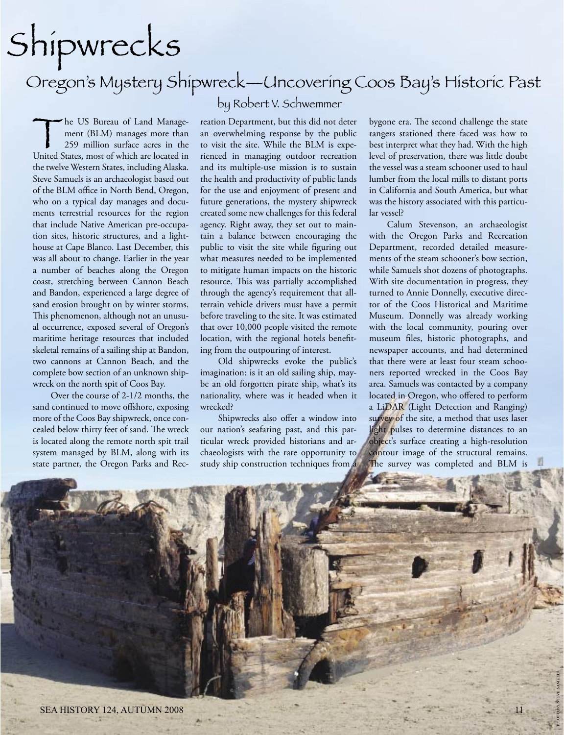# Shipwrecks

## Oregon's Mystery Shipwreck—Uncovering Coos Bay's Historic Past

by Robert V. Schwemmer

The US Bureau of Land Management (BLM) manages more than 259 million surface acres in the United States, most of which are located in the twelve Western States, including Alaska. Steve Samuels is an archaeologist based out of the BLM office in North Bend, Oregon, who on a typical day manages and documents terrestrial resources for the region that include Native American pre-occupation sites, historic structures, and a lighthouse at Cape Blanco. Last December, this was all about to change. Earlier in the year a number of beaches along the Oregon coast, stretching between Cannon Beach and Bandon, experienced a large degree of sand erosion brought on by winter storms. This phenomenon, although not an unusual occurrence, exposed several of Oregon's maritime heritage resources that included skeletal remains of a sailing ship at Bandon, two cannons at Cannon Beach, and the complete bow section of an unknown shipwreck on the north spit of Coos Bay.

Over the course of 2-1/2 months, the sand continued to move offshore, exposing more of the Coos Bay shipwreck, once concealed below thirty feet of sand. The wreck is located along the remote north spit trail system managed by BLM, along with its state partner, the Oregon Parks and Recreation Department, but this did not deter an overwhelming response by the public to visit the site. While the BLM is experienced in managing outdoor recreation and its multiple-use mission is to sustain the health and productivity of public lands for the use and enjoyment of present and future generations, the mystery shipwreck created some new challenges for this federal agency. Right away, they set out to maintain a balance between encouraging the public to visit the site while figuring out what measures needed to be implemented to mitigate human impacts on the historic resource. This was partially accomplished through the agency's requirement that all-terrain vehicle drivers must have a permit before traveling to the site. It was estimated that over 10,000 people visited the remote location, with the regional hotels benefiting from the outpouring of interest.

Old shipwrecks evoke the public's imagination: is it an old sailing ship, maybe an old forgotten pirate ship, what's its nationality, where was it headed when it wrecked?

Shipwrecks also offer a window into our nation's seafaring past, and this particular wreck provided historians and archaeologists with the rare opportunity to study ship construction techniques from a bygone era. The second challenge the state rangers stationed there faced was how to best interpret what they had. With the high level of preservation, there was little doubt the vessel was a steam schooner used to haul lumber from the local mills to distant ports in California and South America, but what was the history associated with this particular vessel?

Calum Stevenson, an archaeologist with the Oregon Parks and Recreation Department, recorded detailed measurements of the steam schooner's bow section, while Samuels shot dozens of photographs. With site documentation in progress, they turned to Annie Donnelly, executive director of the Coos Historical and Maritime Museum. Donnelly was already working with the local community, pouring over museum files, historic photographs, and newspaper accounts, and had determined that there were at least four steam schooners reported wrecked in the Coos Bay area. Samuels was contacted by a company located in Oregon, who offered to perform a LiDAR (Light Detection and Ranging) survey of the site, a method that uses laser light pulses to determine distances to an object's surface creating a high-resolution contour image of the structural remains. The survey was completed and BLM is

PHOTO BY STEVE SAMUELS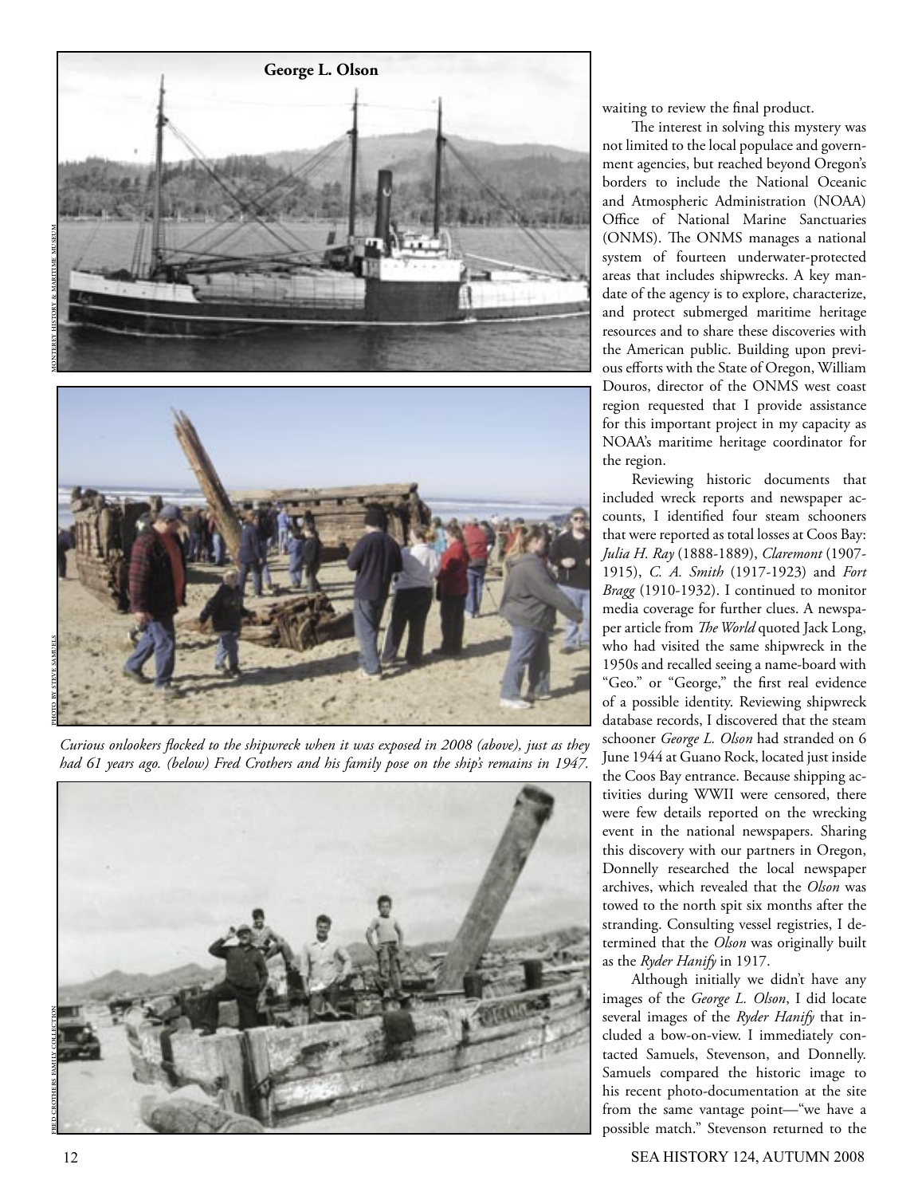George L. Olson

MONTEREY HISTORY & MARITIME MUSEUM

PHOTO BY STEVE SAMUELS

*Curious onlookers flocked to the shipwreck when it was exposed in 2008 (above), just as they had 61 years ago. (below) Fred Crothers and his family pose on the ship's remains in 1947.*

FRED CROTHERS FAMILY COLLECTION

waiting to review the final product.

The interest in solving this mystery was not limited to the local populace and government agencies, but reached beyond Oregon's borders to include the National Oceanic and Atmospheric Administration (NOAA) Office of National Marine Sanctuaries (ONMS). The ONMS manages a national system of fourteen underwater-protected areas that includes shipwrecks. A key mandate of the agency is to explore, characterize, and protect submerged maritime heritage resources and to share these discoveries with the American public. Building upon previous efforts with the State of Oregon, William Douros, director of the ONMS west coast region requested that I provide assistance for this important project in my capacity as NOAA's maritime heritage coordinator for the region.

Reviewing historic documents that included wreck reports and newspaper accounts, I identified four steam schooners that were reported as total losses at Coos Bay: *Julia H. Ray* (1888-1889), *Claremont* (1907-1915), *C. A. Smith* (1917-1923) and *Fort Bragg* (1910-1932). I continued to monitor media coverage for further clues. A newspaper article from *The World* quoted Jack Long, who had visited the same shipwreck in the 1950s and recalled seeing a name-board with "Geo." or "George," the first real evidence of a possible identity. Reviewing shipwreck database records, I discovered that the steam schooner *George L. Olson* had stranded on 6 June 1944 at Guano Rock, located just inside the Coos Bay entrance. Because shipping activities during WWII were censored, there were few details reported on the wrecking event in the national newspapers. Sharing this discovery with our partners in Oregon, Donnelly researched the local newspaper archives, which revealed that the *Olson* was towed to the north spit six months after the stranding. Consulting vessel registries, I determined that the *Olson* was originally built as the *Ryder Hanify* in 1917.

Although initially we didn't have any images of the *George L. Olson*, I did locate several images of the *Ryder Hanify* that included a bow-on-view. I immediately contacted Samuels, Stevenson, and Donnelly. Samuels compared the historic image to his recent photo-documentation at the site from the same vantage point—"we have a possible match." Stevenson returned to the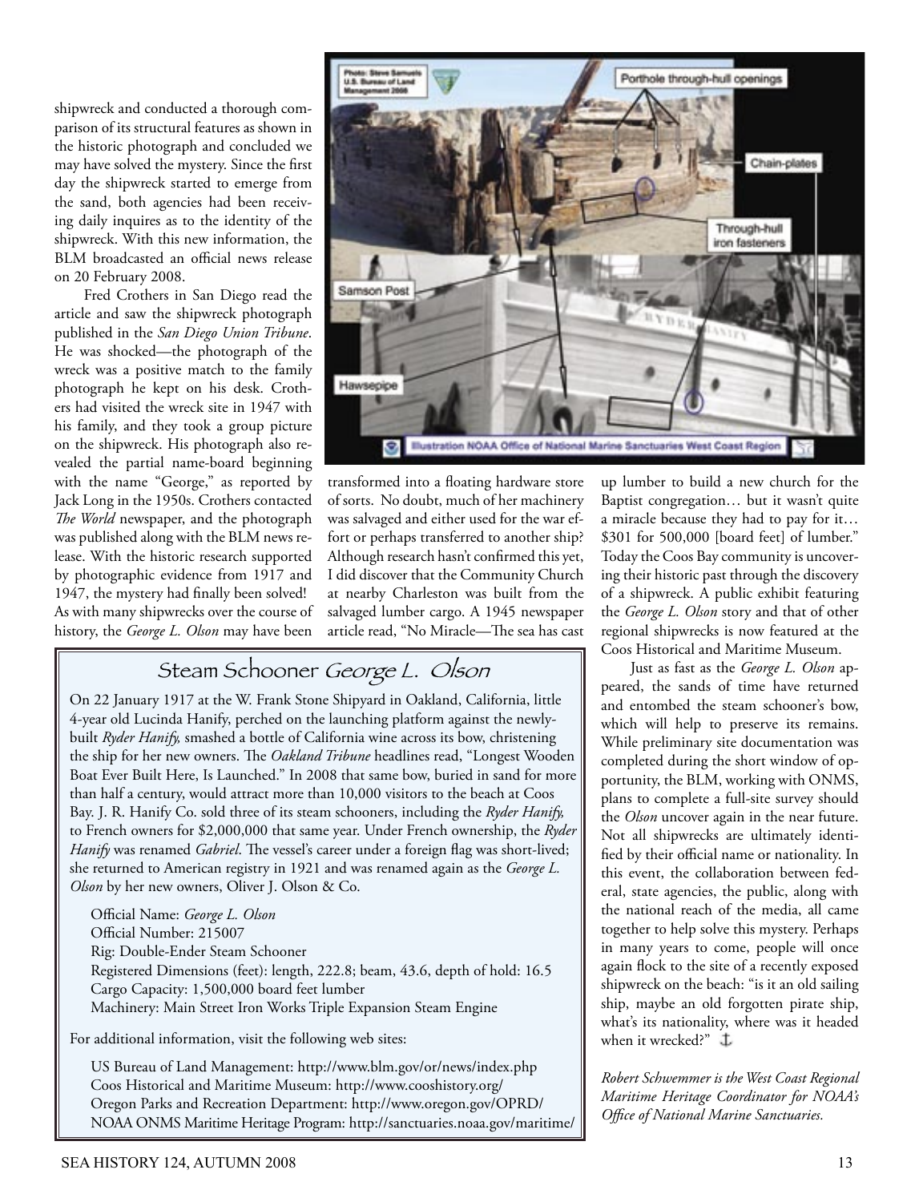shipwreck and conducted a thorough comparison of its structural features as shown in the historic photograph and concluded we may have solved the mystery. Since the first day the shipwreck started to emerge from the sand, both agencies had been receiving daily inquires as to the identity of the shipwreck. With this new information, the BLM broadcasted an official news release on 20 February 2008.

Fred Crothers in San Diego read the article and saw the shipwreck photograph published in the *San Diego Union Tribune*. He was shocked—the photograph of the wreck was a positive match to the family photograph he kept on his desk. Crothers had visited the wreck site in 1947 with his family, and they took a group picture on the shipwreck. His photograph also revealed the partial name-board beginning with the name "George," as reported by Jack Long in the 1950s. Crothers contacted *The World* newspaper, and the photograph was published along with the BLM news release. With the historic research supported by photographic evidence from 1917 and 1947, the mystery had finally been solved! As with many shipwrecks over the course of history, the *George L. Olson* may have been transformed into a floating hardware store of sorts. No doubt, much of her machinery was salvaged and either used for the war effort or perhaps transferred to another ship? Although research hasn't confirmed this yet, I did discover that the Community Church at nearby Charleston was built from the salvaged lumber cargo. A 1945 newspaper article read, "No Miracle—The sea has cast up lumber to build a new church for the Baptist congregation… but it wasn't quite a miracle because they had to pay for it… $301 for 500,000 [board feet] of lumber." Today the Coos Bay community is uncovering their historic past through the discovery of a shipwreck. A public exhibit featuring the *George L. Olson* story and that of other regional shipwrecks is now featured at the Coos Historical and Maritime Museum.

Just as fast as the *George L. Olson* appeared, the sands of time have returned and entombed the steam schooner's bow, which will help to preserve its remains. While preliminary site documentation was completed during the short window of opportunity, the BLM, working with ONMS, plans to complete a full-site survey should the *Olson* uncover again in the near future. Not all shipwrecks are ultimately identified by their official name or nationality. In this event, the collaboration between federal, state agencies, the public, along with the national reach of the media, all came together to help solve this mystery. Perhaps in many years to come, people will once again flock to the site of a recently exposed shipwreck on the beach: "is it an old sailing ship, maybe an old forgotten pirate ship, what's its nationality, where was it headed when it wrecked?" ⚓

*Robert Schwemmer is the West Coast Regional Maritime Heritage Coordinator for NOAA's Office of National Marine Sanctuaries.*

## Steam Schooner *George L. Olson*

On 22 January 1917 at the W. Frank Stone Shipyard in Oakland, California, little 4-year old Lucinda Hanify, perched on the launching platform against the newly-built *Ryder Hanify,* smashed a bottle of California wine across its bow, christening the ship for her new owners. The *Oakland Tribune* headlines read, "Longest Wooden Boat Ever Built Here, Is Launched." In 2008 that same bow, buried in sand for more than half a century, would attract more than 10,000 visitors to the beach at Coos Bay. J. R. Hanify Co. sold three of its steam schooners, including the *Ryder Hanify,* to French owners for $2,000,000 that same year. Under French ownership, the *Ryder Hanify* was renamed *Gabriel*. The vessel's career under a foreign flag was short-lived; she returned to American registry in 1921 and was renamed again as the *George L. Olson* by her new owners, Oliver J. Olson & Co.

Official Name: *George L. Olson*
Official Number: 215007
Rig: Double-Ender Steam Schooner
Registered Dimensions (feet): length, 222.8; beam, 43.6, depth of hold: 16.5
Cargo Capacity: 1,500,000 board feet lumber
Machinery: Main Street Iron Works Triple Expansion Steam Engine

For additional information, visit the following web sites:

US Bureau of Land Management: http://www.blm.gov/or/news/index.php
Coos Historical and Maritime Museum: http://www.cooshistory.org/
Oregon Parks and Recreation Department: http://www.oregon.gov/OPRD/
NOAA ONMS Maritime Heritage Program: http://sanctuaries.noaa.gov/maritime/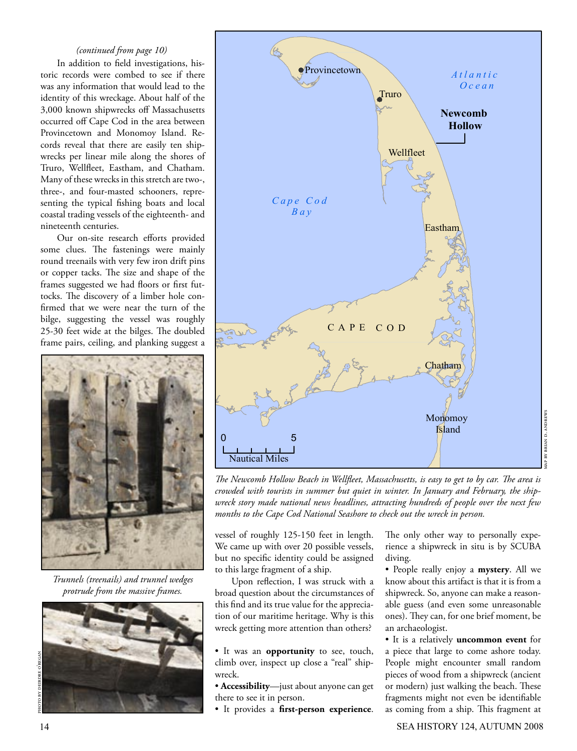*(continued from page 10)*

In addition to field investigations, historic records were combed to see if there was any information that would lead to the identity of this wreckage. About half of the 3,000 known shipwrecks off Massachusetts occurred off Cape Cod in the area between Provincetown and Monomoy Island. Records reveal that there are easily ten shipwrecks per linear mile along the shores of Truro, Wellfleet, Eastham, and Chatham. Many of these wrecks in this stretch are two-, three-, and four-masted schooners, representing the typical fishing boats and local coastal trading vessels of the eighteenth- and nineteenth centuries.

Our on-site research efforts provided some clues. The fastenings were mainly round treenails with very few iron drift pins or copper tacks. The size and shape of the frames suggested we had floors or first futtocks. The discovery of a limber hole confirmed that we were near the turn of the bilge, suggesting the vessel was roughly 25-30 feet wide at the bilges. The doubled frame pairs, ceiling, and planking suggest a vessel of roughly 125-150 feet in length. We came up with over 20 possible vessels, but no specific identity could be assigned to this large fragment of a ship.

*Trunnels (treenails) and trunnel wedges protrude from the massive frames.*

PHOTO BY DEIRDRE O'REGAN

*The Newcomb Hollow Beach in Wellfleet, Massachusetts, is easy to get to by car. The area is crowded with tourists in summer but quiet in winter. In January and February, the shipwreck story made national news headlines, attracting hundreds of people over the next few months to the Cape Cod National Seashore to check out the wreck in person.*

MAP BY BRIAN D. ANDREWS

Upon reflection, I was struck with a broad question about the circumstances of this find and its true value for the appreciation of our maritime heritage. Why is this wreck getting more attention than others?

- It was an **opportunity** to see, touch, climb over, inspect up close a "real" shipwreck.
- **Accessibility**—just about anyone can get there to see it in person.
- It provides a **first-person experience**. The only other way to personally experience a shipwreck in situ is by SCUBA diving.
- People really enjoy a **mystery**. All we know about this artifact is that it is from a shipwreck. So, anyone can make a reasonable guess (and even some unreasonable ones). They can, for one brief moment, be an archaeologist.
- It is a relatively **uncommon event** for a piece that large to come ashore today. People might encounter small random pieces of wood from a shipwreck (ancient or modern) just walking the beach. These fragments might not even be identifiable as coming from a ship. This fragment at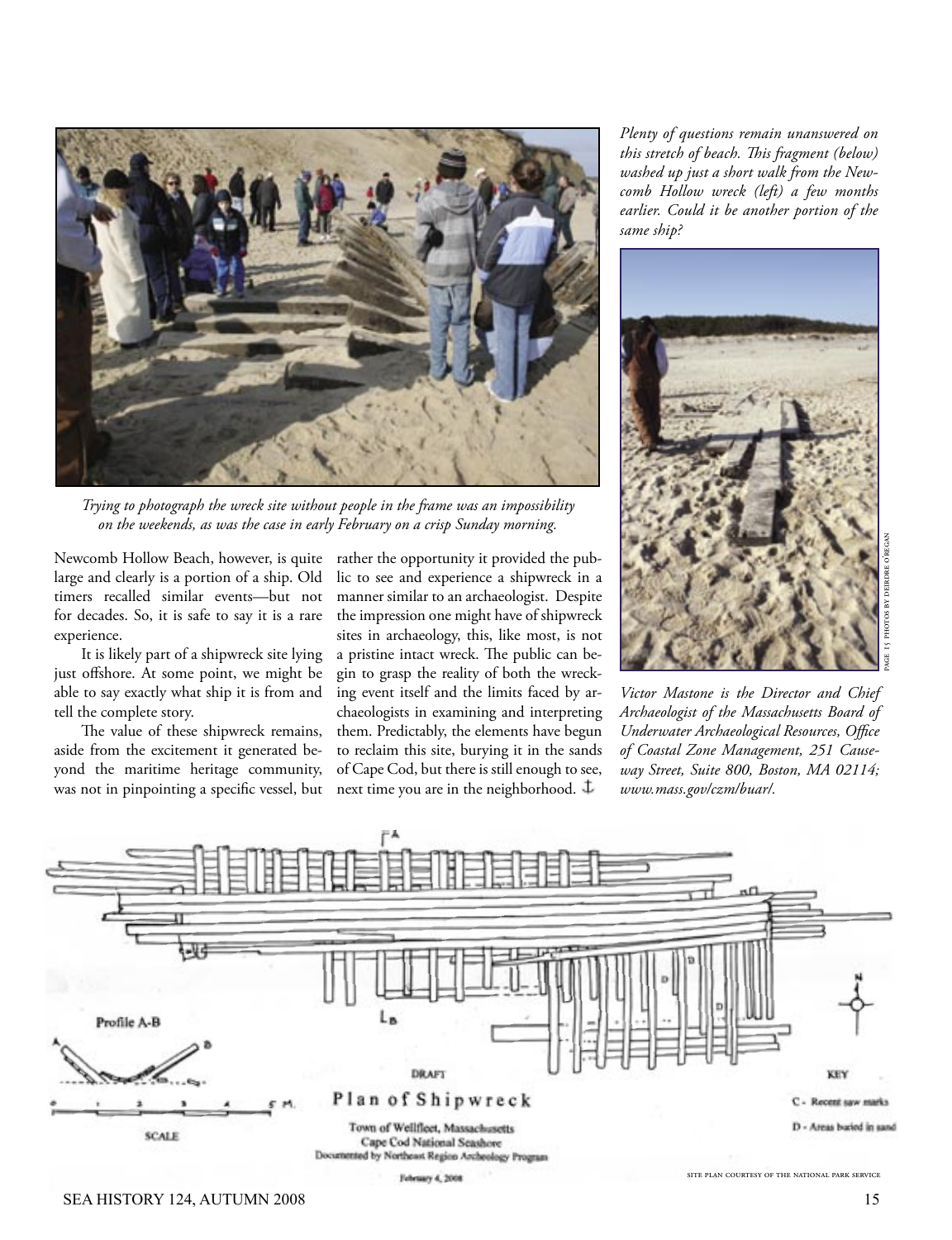*Trying to photograph the wreck site without people in the frame was an impossibility on the weekends, as was the case in early February on a crisp Sunday morning.*

Newcomb Hollow Beach, however, is quite large and clearly is a portion of a ship. Old timers recalled similar events—but not for decades. So, it is safe to say it is a rare experience.

It is likely part of a shipwreck site lying just offshore. At some point, we might be able to say exactly what ship it is from and tell the complete story.

The value of these shipwreck remains, aside from the excitement it generated beyond the maritime heritage community, was not in pinpointing a specific vessel, but rather the opportunity it provided the public to see and experience a shipwreck in a manner similar to an archaeologist. Despite the impression one might have of shipwreck sites in archaeology, this, like most, is not a pristine intact wreck. The public can begin to grasp the reality of both the wrecking event itself and the limits faced by archaeologists in examining and interpreting them. Predictably, the elements have begun to reclaim this site, burying it in the sands of Cape Cod, but there is still enough to see, next time you are in the neighborhood. ⚓

*Plenty of questions remain unanswered on this stretch of beach. This fragment (below) washed up just a short walk from the Newcomb Hollow wreck (left) a few months earlier. Could it be another portion of the same ship?*

PAGE 15 PHOTOS BY DEIRDRE O'REGAN

*Victor Mastone is the Director and Chief Archaeologist of the Massachusetts Board of Underwater Archaeological Resources, Office of Coastal Zone Management, 251 Causeway Street, Suite 800, Boston, MA 02114; www.mass.gov/czm/buar/.*

Profile A-B

SCALE

DRAFT

Plan of Shipwreck

Town of Wellfleet, Massachusetts
Cape Cod National Seashore
Documented by Northeast Region Archeology Program

February 4, 2008

KEY

C - Recent saw marks

D - Areas buried in sand

SITE PLAN COURTESY OF THE NATIONAL PARK SERVICE